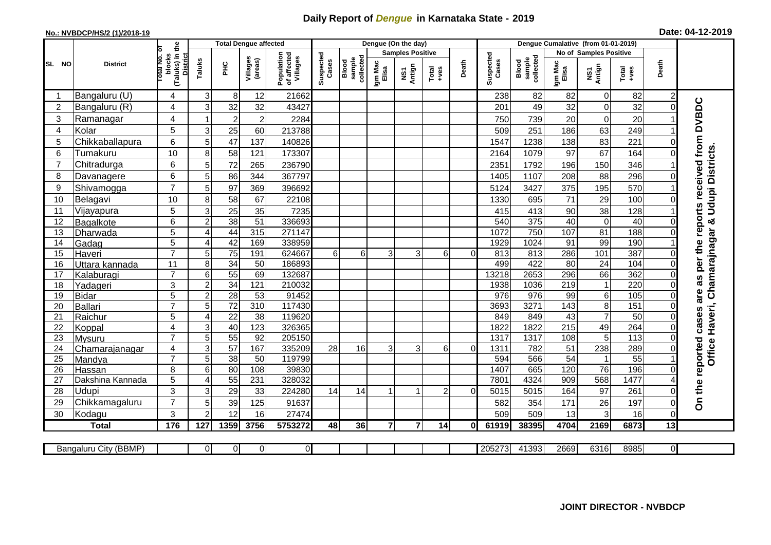# Daily Report of *Dengue* in Karnataka State - 2019

**No.: NVBDCP/HS/2 (1)/2018-19**

**Date: 04-12-2019**

| SL NO | District | Total No. of blocks (Taluks) in the District | Total Dengue affected | | | | Dengue (On the day) | | | | | | Dengue Cumalative (from 01-01-2019) | | | | | | |
|---|---|---|---|---|---|---|---|---|---|---|---|---|---|---|---|---|---|---|---|
| | | | Taluks | PHC | Villages (areas) | Population of affected Villages | Suspected Cases | Blood sample collected | Samples Positive | | | Death | Suspected Cases | Blood sample collected | No of Samples Positive | | | Death | |
| | | | | | | | | | Igm Mac Elisa | NS1 Antign | Total +ves | | | | Igm Mac Elisa | NS1 Antign | Total +ves | | |
| 1 | Bangaluru (U) | 4 | 3 | 8 | 12 | 21662 | | | | | | | 238 | 82 | 82 | 0 | 82 | 2 | On the reported cases are as per the reports received from DVBDC Office Haveri, Chamarajnagar & Udupi Districts. |
| 2 | Bangaluru (R) | 4 | 3 | 32 | 32 | 43427 | | | | | | | 201 | 49 | 32 | 0 | 32 | 0 | |
| 3 | Ramanagar | 4 | 1 | 2 | 2 | 2284 | | | | | | | 750 | 739 | 20 | 0 | 20 | 1 | |
| 4 | Kolar | 5 | 3 | 25 | 60 | 213788 | | | | | | | 509 | 251 | 186 | 63 | 249 | 1 | |
| 5 | Chikkaballapura | 6 | 5 | 47 | 137 | 140826 | | | | | | | 1547 | 1238 | 138 | 83 | 221 | 0 | |
| 6 | Tumakuru | 10 | 8 | 58 | 121 | 173307 | | | | | | | 2164 | 1079 | 97 | 67 | 164 | 0 | |
| 7 | Chitradurga | 6 | 5 | 72 | 265 | 236790 | | | | | | | 2351 | 1792 | 196 | 150 | 346 | 1 | |
| 8 | Davanagere | 6 | 5 | 86 | 344 | 367797 | | | | | | | 1405 | 1107 | 208 | 88 | 296 | 0 | |
| 9 | Shivamogga | 7 | 5 | 97 | 369 | 396692 | | | | | | | 5124 | 3427 | 375 | 195 | 570 | 1 | |
| 10 | Belagavi | 10 | 8 | 58 | 67 | 22108 | | | | | | | 1330 | 695 | 71 | 29 | 100 | 0 | |
| 11 | Vijayapura | 5 | 3 | 25 | 35 | 7235 | | | | | | | 415 | 413 | 90 | 38 | 128 | 1 | |
| 12 | Bagalkote | 6 | 2 | 38 | 51 | 336693 | | | | | | | 540 | 375 | 40 | 0 | 40 | 0 | |
| 13 | Dharwada | 5 | 4 | 44 | 315 | 271147 | | | | | | | 1072 | 750 | 107 | 81 | 188 | 0 | |
| 14 | Gadag | 5 | 4 | 42 | 169 | 338959 | | | | | | | 1929 | 1024 | 91 | 99 | 190 | 1 | |
| 15 | Haveri | 7 | 5 | 75 | 191 | 624667 | 6 | 6 | 3 | 3 | 6 | 0 | 813 | 813 | 286 | 101 | 387 | 0 | |
| 16 | Uttara kannada | 11 | 8 | 34 | 50 | 186893 | | | | | | | 499 | 422 | 80 | 24 | 104 | 0 | |
| 17 | Kalaburagi | 7 | 6 | 55 | 69 | 132687 | | | | | | | 13218 | 2653 | 296 | 66 | 362 | 0 | |
| 18 | Yadageri | 3 | 2 | 34 | 121 | 210032 | | | | | | | 1938 | 1036 | 219 | 1 | 220 | 0 | |
| 19 | Bidar | 5 | 2 | 28 | 53 | 91452 | | | | | | | 976 | 976 | 99 | 6 | 105 | 0 | |
| 20 | Ballari | 7 | 5 | 72 | 310 | 117430 | | | | | | | 3693 | 3271 | 143 | 8 | 151 | 0 | |
| 21 | Raichur | 5 | 4 | 22 | 38 | 119620 | | | | | | | 849 | 849 | 43 | 7 | 50 | 0 | |
| 22 | Koppal | 4 | 3 | 40 | 123 | 326365 | | | | | | | 1822 | 1822 | 215 | 49 | 264 | 0 | |
| 23 | Mysuru | 7 | 5 | 55 | 92 | 205150 | | | | | | | 1317 | 1317 | 108 | 5 | 113 | 0 | |
| 24 | Chamarajanagar | 4 | 3 | 57 | 167 | 335209 | 28 | 16 | 3 | 3 | 6 | 0 | 1311 | 782 | 51 | 238 | 289 | 0 | |
| 25 | Mandya | 7 | 5 | 38 | 50 | 119799 | | | | | | | 594 | 566 | 54 | 1 | 55 | 1 | |
| 26 | Hassan | 8 | 6 | 80 | 108 | 39830 | | | | | | | 1407 | 665 | 120 | 76 | 196 | 0 | |
| 27 | Dakshina Kannada | 5 | 4 | 55 | 231 | 328032 | | | | | | | 7801 | 4324 | 909 | 568 | 1477 | 4 | |
| 28 | Udupi | 3 | 3 | 29 | 33 | 224280 | 14 | 14 | 1 | 1 | 2 | 0 | 5015 | 5015 | 164 | 97 | 261 | 0 | |
| 29 | Chikkamagaluru | 7 | 5 | 39 | 125 | 91637 | | | | | | | 582 | 354 | 171 | 26 | 197 | 0 | |
| 30 | Kodagu | 3 | 2 | 12 | 16 | 27474 | | | | | | | 509 | 509 | 13 | 3 | 16 | 0 | |
| | **Total** | **176** | **127** | **1359** | **3756** | **5753272** | **48** | **36** | **7** | **7** | **14** | **0** | **61919** | **38395** | **4704** | **2169** | **6873** | **13** | |

| Bangaluru City (BBMP) | | 0 | 0 | 0 | 0 | | | | | | | 205273 | 41393 | 2669 | 6316 | 8985 | 0 |
|---|---|---|---|---|---|---|---|---|---|---|---|---|---|---|---|---|---|

**JOINT DIRECTOR - NVBDCP**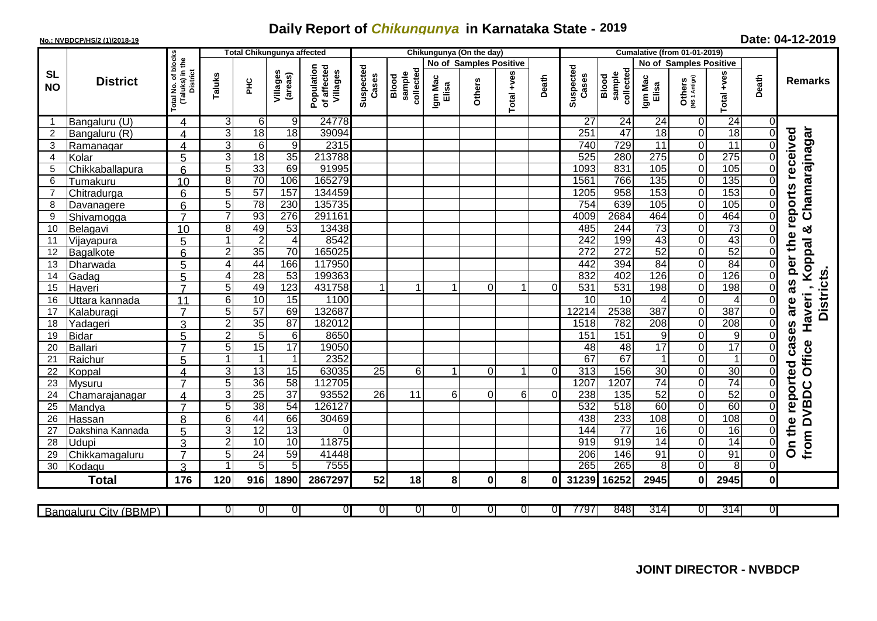# Daily Report of *Chikungunya* in Karnataka State - 2019

**No.: NVBDCP/HS/2 (1)/2018-19** **Date: 04-12-2019**

| SL NO | District | Total No. of blocks (Taluks) in the District | Total Chikungunya affected | | | | Chikungunya (On the day) | | | | | | Cumalative (from 01-01-2019) | | | | | | Remarks |
|---|---|---|---|---|---|---|---|---|---|---|---|---|---|---|---|---|---|---|---|
| | | | Taluks | PHC | Villages (areas) | Population of affected Villages | Suspected Cases | Blood sample collected | No of Samples Positive | | | Death | Suspected Cases | Blood sample collected | No of Samples Positive | | | Death | |
| | | | | | | | | | Igm Mac Elisa | Others | Total +ves | | | | Igm Mac Elisa | Others (NS 1 Antign) | Total +ves | | |
| 1 | Bangaluru (U) | 4 | 3 | 6 | 9 | 24778 | | | | | | | 27 | 24 | 24 | 0 | 24 | 0 | On the reported cases are as per the reports received from DVBDC Office Haveri , Koppal & Chamarajnagar Districts. |
| 2 | Bangaluru (R) | 4 | 3 | 18 | 18 | 39094 | | | | | | | 251 | 47 | 18 | 0 | 18 | 0 | |
| 3 | Ramanagar | 4 | 3 | 6 | 9 | 2315 | | | | | | | 740 | 729 | 11 | 0 | 11 | 0 | |
| 4 | Kolar | 5 | 3 | 18 | 35 | 213788 | | | | | | | 525 | 280 | 275 | 0 | 275 | 0 | |
| 5 | Chikkaballapura | 6 | 5 | 33 | 69 | 91995 | | | | | | | 1093 | 831 | 105 | 0 | 105 | 0 | |
| 6 | Tumakuru | 10 | 8 | 70 | 106 | 165279 | | | | | | | 1561 | 766 | 135 | 0 | 135 | 0 | |
| 7 | Chitradurga | 6 | 5 | 57 | 157 | 134459 | | | | | | | 1205 | 958 | 153 | 0 | 153 | 0 | |
| 8 | Davanagere | 6 | 5 | 78 | 230 | 135735 | | | | | | | 754 | 639 | 105 | 0 | 105 | 0 | |
| 9 | Shivamogga | 7 | 7 | 93 | 276 | 291161 | | | | | | | 4009 | 2684 | 464 | 0 | 464 | 0 | |
| 10 | Belagavi | 10 | 8 | 49 | 53 | 13438 | | | | | | | 485 | 244 | 73 | 0 | 73 | 0 | |
| 11 | Vijayapura | 5 | 1 | 2 | 4 | 8542 | | | | | | | 242 | 199 | 43 | 0 | 43 | 0 | |
| 12 | Bagalkote | 6 | 2 | 35 | 70 | 165025 | | | | | | | 272 | 272 | 52 | 0 | 52 | 0 | |
| 13 | Dharwada | 5 | 4 | 44 | 166 | 117950 | | | | | | | 442 | 394 | 84 | 0 | 84 | 0 | |
| 14 | Gadag | 5 | 4 | 28 | 53 | 199363 | | | | | | | 832 | 402 | 126 | 0 | 126 | 0 | |
| 15 | Haveri | 7 | 5 | 49 | 123 | 431758 | 1 | 1 | 1 | 0 | 1 | 0 | 531 | 531 | 198 | 0 | 198 | 0 | |
| 16 | Uttara kannada | 11 | 6 | 10 | 15 | 1100 | | | | | | | 10 | 10 | 4 | 0 | 4 | 0 | |
| 17 | Kalaburagi | 7 | 5 | 57 | 69 | 132687 | | | | | | | 12214 | 2538 | 387 | 0 | 387 | 0 | |
| 18 | Yadageri | 3 | 2 | 35 | 87 | 182012 | | | | | | | 1518 | 782 | 208 | 0 | 208 | 0 | |
| 19 | Bidar | 5 | 2 | 5 | 6 | 8650 | | | | | | | 151 | 151 | 9 | 0 | 9 | 0 | |
| 20 | Ballari | 7 | 5 | 15 | 17 | 19050 | | | | | | | 48 | 48 | 17 | 0 | 17 | 0 | |
| 21 | Raichur | 5 | 1 | 1 | 1 | 2352 | | | | | | | 67 | 67 | 1 | 0 | 1 | 0 | |
| 22 | Koppal | 4 | 3 | 13 | 15 | 63035 | 25 | 6 | 1 | 0 | 1 | 0 | 313 | 156 | 30 | 0 | 30 | 0 | |
| 23 | Mysuru | 7 | 5 | 36 | 58 | 112705 | | | | | | | 1207 | 1207 | 74 | 0 | 74 | 0 | |
| 24 | Chamarajanagar | 4 | 3 | 25 | 37 | 93552 | 26 | 11 | 6 | 0 | 6 | 0 | 238 | 135 | 52 | 0 | 52 | 0 | |
| 25 | Mandya | 7 | 5 | 38 | 54 | 126127 | | | | | | | 532 | 518 | 60 | 0 | 60 | 0 | |
| 26 | Hassan | 8 | 6 | 44 | 66 | 30469 | | | | | | | 438 | 233 | 108 | 0 | 108 | 0 | |
| 27 | Dakshina Kannada | 5 | 3 | 12 | 13 | 0 | | | | | | | 144 | 77 | 16 | 0 | 16 | 0 | |
| 28 | Udupi | 3 | 2 | 10 | 10 | 11875 | | | | | | | 919 | 919 | 14 | 0 | 14 | 0 | |
| 29 | Chikkamagaluru | 7 | 5 | 24 | 59 | 41448 | | | | | | | 206 | 146 | 91 | 0 | 91 | 0 | |
| 30 | Kodagu | 3 | 1 | 5 | 5 | 7555 | | | | | | | 265 | 265 | 8 | 0 | 8 | 0 | |
| | **Total** | **176** | **120** | **916** | **1890** | **2867297** | **52** | **18** | **8** | **0** | **8** | **0** | **31239** | **16252** | **2945** | **0** | **2945** | **0** | |

| | | | | | | | | | | | | | | | | | |
|---|---|---|---|---|---|---|---|---|---|---|---|---|---|---|---|---|---|
| Bangaluru City (BBMP) | | 0 | 0 | 0 | 0 | 0 | 0 | 0 | 0 | 0 | 0 | 7797 | 848 | 314 | 0 | 314 | 0 |

**JOINT DIRECTOR - NVBDCP**